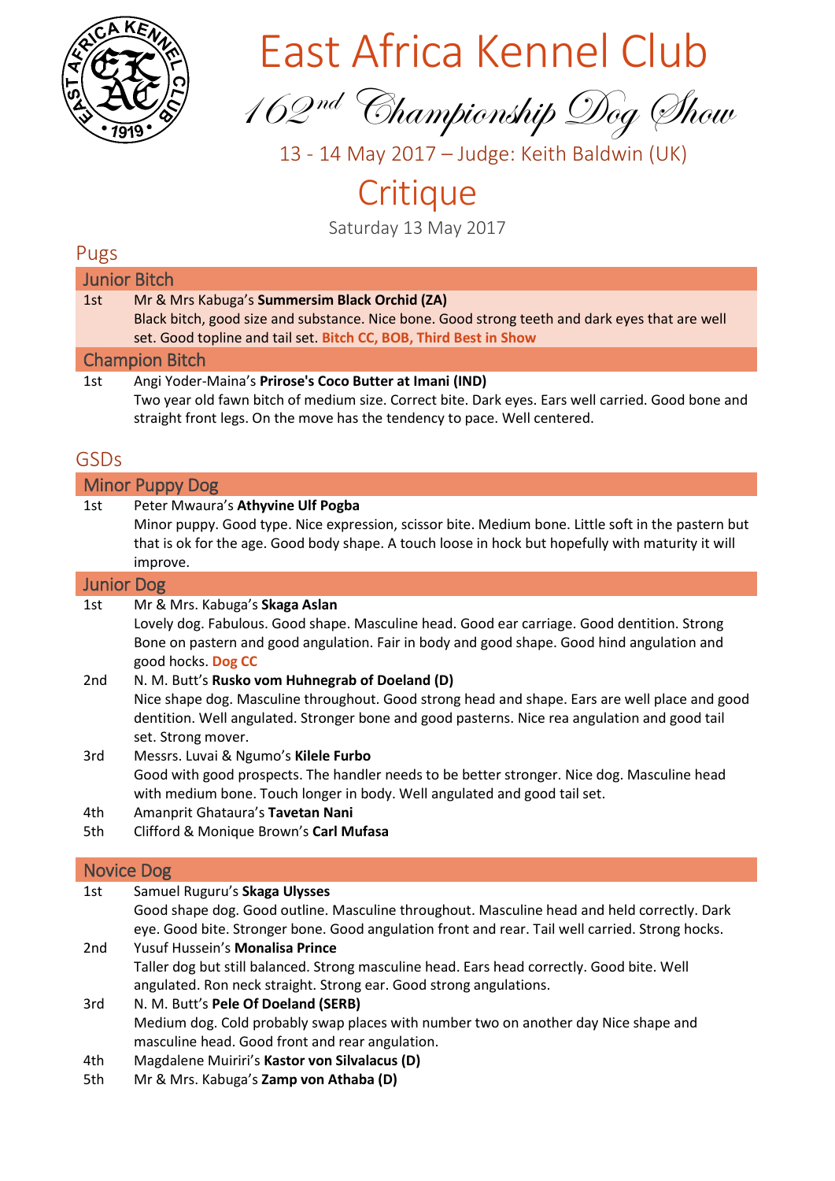# East Africa Kennel Club

## 162nd Championship Dog Show

13 - 14 May 2017 – Judge: Keith Baldwin (UK)

# Critique

Saturday 13 May 2017

## Pugs

### Junior Bitch

1st Mr & Mrs Kabuga's **Summersim Black Orchid (ZA)**
Black bitch, good size and substance. Nice bone. Good strong teeth and dark eyes that are well set. Good topline and tail set. **Bitch CC, BOB, Third Best in Show**

### Champion Bitch

1st Angi Yoder-Maina's **Prirose's Coco Butter at Imani (IND)**
Two year old fawn bitch of medium size. Correct bite. Dark eyes. Ears well carried. Good bone and straight front legs. On the move has the tendency to pace. Well centered.

## GSDs

### Minor Puppy Dog

1st Peter Mwaura's **Athyvine Ulf Pogba**
Minor puppy. Good type. Nice expression, scissor bite. Medium bone. Little soft in the pastern but that is ok for the age. Good body shape. A touch loose in hock but hopefully with maturity it will improve.

### Junior Dog

1st Mr & Mrs. Kabuga's **Skaga Aslan**
Lovely dog. Fabulous. Good shape. Masculine head. Good ear carriage. Good dentition. Strong Bone on pastern and good angulation. Fair in body and good shape. Good hind angulation and good hocks. **Dog CC**

2nd N. M. Butt's **Rusko vom Huhnegrab of Doeland (D)**
Nice shape dog. Masculine throughout. Good strong head and shape. Ears are well place and good dentition. Well angulated. Stronger bone and good pasterns. Nice rea angulation and good tail set. Strong mover.

3rd Messrs. Luvai & Ngumo's **Kilele Furbo**
Good with good prospects. The handler needs to be better stronger. Nice dog. Masculine head with medium bone. Touch longer in body. Well angulated and good tail set.

4th Amanprit Ghataura's **Tavetan Nani**

5th Clifford & Monique Brown's **Carl Mufasa**

### Novice Dog

1st Samuel Ruguru's **Skaga Ulysses**
Good shape dog. Good outline. Masculine throughout. Masculine head and held correctly. Dark eye. Good bite. Stronger bone. Good angulation front and rear. Tail well carried. Strong hocks.

2nd Yusuf Hussein's **Monalisa Prince**
Taller dog but still balanced. Strong masculine head. Ears head correctly. Good bite. Well angulated. Ron neck straight. Strong ear. Good strong angulations.

3rd N. M. Butt's **Pele Of Doeland (SERB)**
Medium dog. Cold probably swap places with number two on another day Nice shape and masculine head. Good front and rear angulation.

4th Magdalene Muiriri's **Kastor von Silvalacus (D)**

5th Mr & Mrs. Kabuga's **Zamp von Athaba (D)**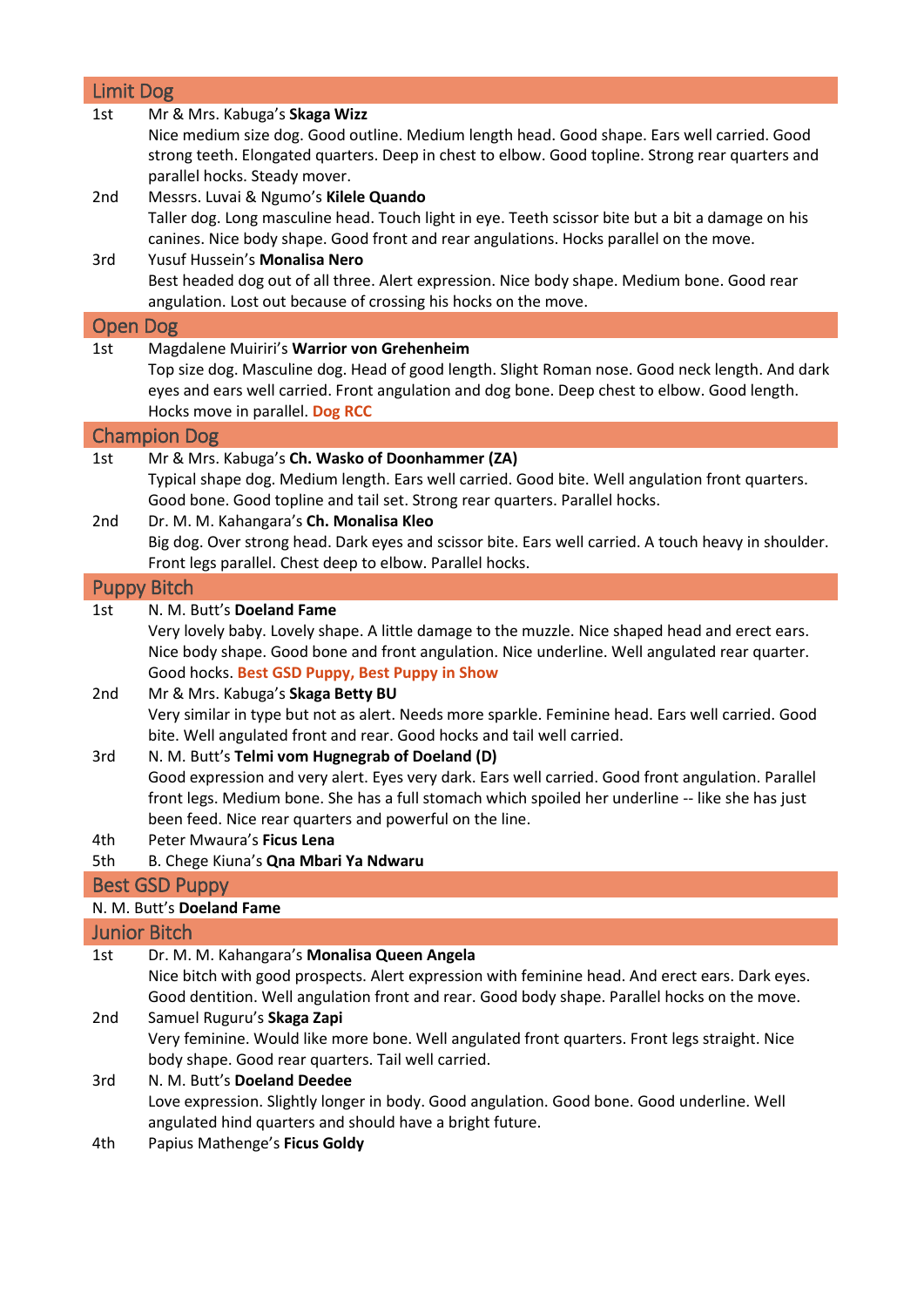## Limit Dog

1st Mr & Mrs. Kabuga's **Skaga Wizz**
Nice medium size dog. Good outline. Medium length head. Good shape. Ears well carried. Good strong teeth. Elongated quarters. Deep in chest to elbow. Good topline. Strong rear quarters and parallel hocks. Steady mover.

2nd Messrs. Luvai & Ngumo's **Kilele Quando**
Taller dog. Long masculine head. Touch light in eye. Teeth scissor bite but a bit a damage on his canines. Nice body shape. Good front and rear angulations. Hocks parallel on the move.

3rd Yusuf Hussein's **Monalisa Nero**
Best headed dog out of all three. Alert expression. Nice body shape. Medium bone. Good rear angulation. Lost out because of crossing his hocks on the move.

## Open Dog

1st Magdalene Muiriri's **Warrior von Grehenheim**
Top size dog. Masculine dog. Head of good length. Slight Roman nose. Good neck length. And dark eyes and ears well carried. Front angulation and dog bone. Deep chest to elbow. Good length. Hocks move in parallel. **Dog RCC**

## Champion Dog

1st Mr & Mrs. Kabuga's **Ch. Wasko of Doonhammer (ZA)**
Typical shape dog. Medium length. Ears well carried. Good bite. Well angulation front quarters. Good bone. Good topline and tail set. Strong rear quarters. Parallel hocks.

2nd Dr. M. M. Kahangara's **Ch. Monalisa Kleo**
Big dog. Over strong head. Dark eyes and scissor bite. Ears well carried. A touch heavy in shoulder. Front legs parallel. Chest deep to elbow. Parallel hocks.

## Puppy Bitch

1st N. M. Butt's **Doeland Fame**
Very lovely baby. Lovely shape. A little damage to the muzzle. Nice shaped head and erect ears. Nice body shape. Good bone and front angulation. Nice underline. Well angulated rear quarter. Good hocks. **Best GSD Puppy, Best Puppy in Show**

2nd Mr & Mrs. Kabuga's **Skaga Betty BU**
Very similar in type but not as alert. Needs more sparkle. Feminine head. Ears well carried. Good bite. Well angulated front and rear. Good hocks and tail well carried.

3rd N. M. Butt's **Telmi vom Hugnegrab of Doeland (D)**
Good expression and very alert. Eyes very dark. Ears well carried. Good front angulation. Parallel front legs. Medium bone. She has a full stomach which spoiled her underline -- like she has just been feed. Nice rear quarters and powerful on the line.

4th Peter Mwaura's **Ficus Lena**

5th B. Chege Kiuna's **Qna Mbari Ya Ndwaru**

## Best GSD Puppy

N. M. Butt's **Doeland Fame**

## Junior Bitch

1st Dr. M. M. Kahangara's **Monalisa Queen Angela**
Nice bitch with good prospects. Alert expression with feminine head. And erect ears. Dark eyes. Good dentition. Well angulation front and rear. Good body shape. Parallel hocks on the move.

2nd Samuel Ruguru's **Skaga Zapi**
Very feminine. Would like more bone. Well angulated front quarters. Front legs straight. Nice body shape. Good rear quarters. Tail well carried.

3rd N. M. Butt's **Doeland Deedee**
Love expression. Slightly longer in body. Good angulation. Good bone. Good underline. Well angulated hind quarters and should have a bright future.

4th Papius Mathenge's **Ficus Goldy**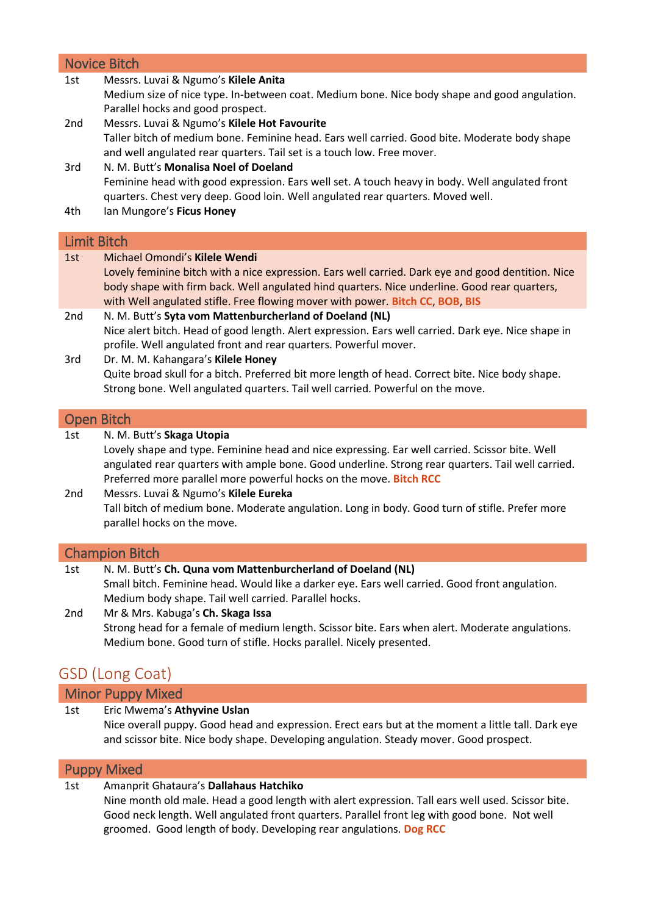## Novice Bitch

1st Messrs. Luvai & Ngumo's **Kilele Anita**
Medium size of nice type. In-between coat. Medium bone. Nice body shape and good angulation. Parallel hocks and good prospect.

2nd Messrs. Luvai & Ngumo's **Kilele Hot Favourite**
Taller bitch of medium bone. Feminine head. Ears well carried. Good bite. Moderate body shape and well angulated rear quarters. Tail set is a touch low. Free mover.

3rd N. M. Butt's **Monalisa Noel of Doeland**
Feminine head with good expression. Ears well set. A touch heavy in body. Well angulated front quarters. Chest very deep. Good loin. Well angulated rear quarters. Moved well.

4th Ian Mungore's **Ficus Honey**

## Limit Bitch

1st Michael Omondi's **Kilele Wendi**
Lovely feminine bitch with a nice expression. Ears well carried. Dark eye and good dentition. Nice body shape with firm back. Well angulated hind quarters. Nice underline. Good rear quarters, with Well angulated stifle. Free flowing mover with power. **Bitch CC**, **BOB**, **BIS**

2nd N. M. Butt's **Syta vom Mattenburcherland of Doeland (NL)**
Nice alert bitch. Head of good length. Alert expression. Ears well carried. Dark eye. Nice shape in profile. Well angulated front and rear quarters. Powerful mover.

3rd Dr. M. M. Kahangara's **Kilele Honey**
Quite broad skull for a bitch. Preferred bit more length of head. Correct bite. Nice body shape. Strong bone. Well angulated quarters. Tail well carried. Powerful on the move.

## Open Bitch

1st N. M. Butt's **Skaga Utopia**
Lovely shape and type. Feminine head and nice expressing. Ear well carried. Scissor bite. Well angulated rear quarters with ample bone. Good underline. Strong rear quarters. Tail well carried. Preferred more parallel more powerful hocks on the move. **Bitch RCC**

2nd Messrs. Luvai & Ngumo's **Kilele Eureka**
Tall bitch of medium bone. Moderate angulation. Long in body. Good turn of stifle. Prefer more parallel hocks on the move.

## Champion Bitch

1st N. M. Butt's **Ch. Quna vom Mattenburcherland of Doeland (NL)**
Small bitch. Feminine head. Would like a darker eye. Ears well carried. Good front angulation. Medium body shape. Tail well carried. Parallel hocks.

2nd Mr & Mrs. Kabuga's **Ch. Skaga Issa**
Strong head for a female of medium length. Scissor bite. Ears when alert. Moderate angulations. Medium bone. Good turn of stifle. Hocks parallel. Nicely presented.

# GSD (Long Coat)

## Minor Puppy Mixed

1st Eric Mwema's **Athyvine Uslan**
Nice overall puppy. Good head and expression. Erect ears but at the moment a little tall. Dark eye and scissor bite. Nice body shape. Developing angulation. Steady mover. Good prospect.

## Puppy Mixed

1st Amanprit Ghataura's **Dallahaus Hatchiko**
Nine month old male. Head a good length with alert expression. Tall ears well used. Scissor bite. Good neck length. Well angulated front quarters. Parallel front leg with good bone. Not well groomed. Good length of body. Developing rear angulations. **Dog RCC**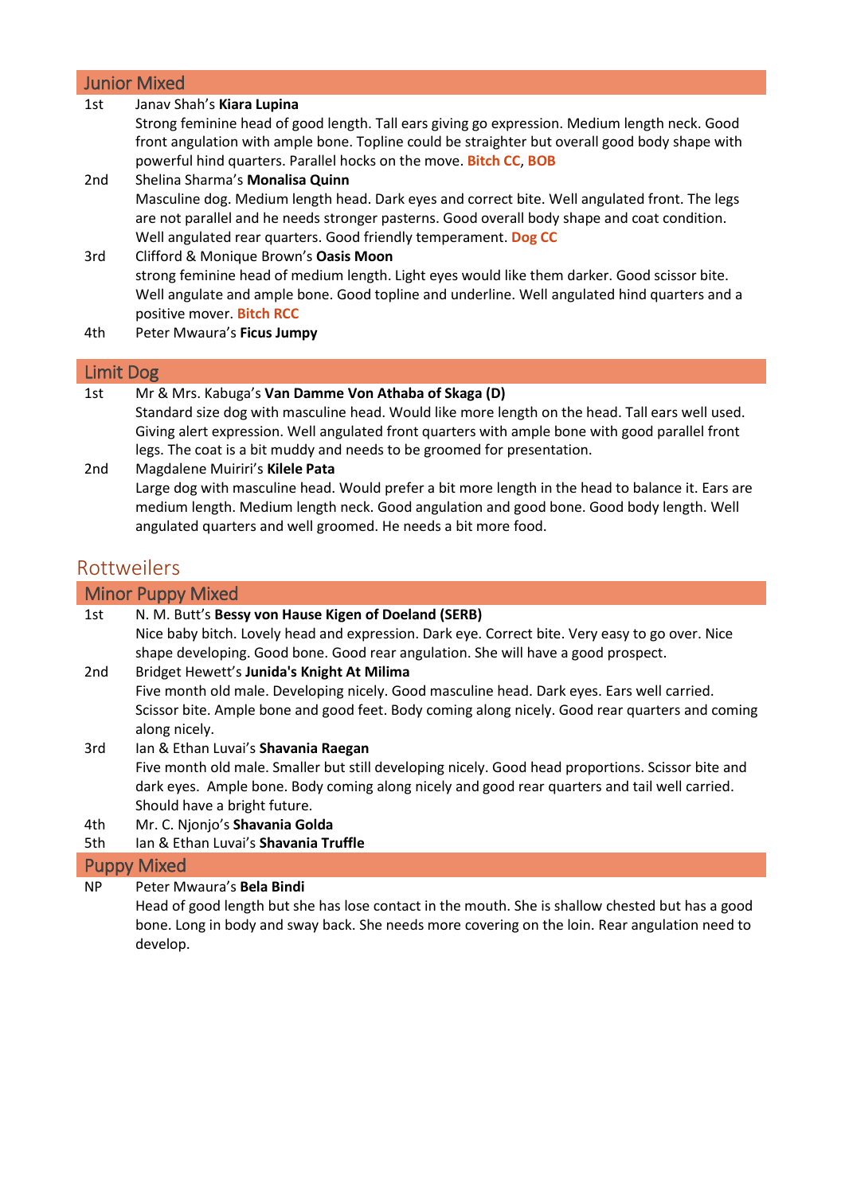### Junior Mixed

1st Janav Shah's **Kiara Lupina**
Strong feminine head of good length. Tall ears giving go expression. Medium length neck. Good front angulation with ample bone. Topline could be straighter but overall good body shape with powerful hind quarters. Parallel hocks on the move. **Bitch CC**, **BOB**

2nd Shelina Sharma's **Monalisa Quinn**
Masculine dog. Medium length head. Dark eyes and correct bite. Well angulated front. The legs are not parallel and he needs stronger pasterns. Good overall body shape and coat condition. Well angulated rear quarters. Good friendly temperament. **Dog CC**

3rd Clifford & Monique Brown's **Oasis Moon**
strong feminine head of medium length. Light eyes would like them darker. Good scissor bite. Well angulate and ample bone. Good topline and underline. Well angulated hind quarters and a positive mover. **Bitch RCC**

4th Peter Mwaura's **Ficus Jumpy**

### Limit Dog

1st Mr & Mrs. Kabuga's **Van Damme Von Athaba of Skaga (D)**
Standard size dog with masculine head. Would like more length on the head. Tall ears well used. Giving alert expression. Well angulated front quarters with ample bone with good parallel front legs. The coat is a bit muddy and needs to be groomed for presentation.

2nd Magdalene Muiriri's **Kilele Pata**
Large dog with masculine head. Would prefer a bit more length in the head to balance it. Ears are medium length. Medium length neck. Good angulation and good bone. Good body length. Well angulated quarters and well groomed. He needs a bit more food.

## Rottweilers

### Minor Puppy Mixed

1st N. M. Butt's **Bessy von Hause Kigen of Doeland (SERB)**
Nice baby bitch. Lovely head and expression. Dark eye. Correct bite. Very easy to go over. Nice shape developing. Good bone. Good rear angulation. She will have a good prospect.

2nd Bridget Hewett's **Junida's Knight At Milima**
Five month old male. Developing nicely. Good masculine head. Dark eyes. Ears well carried. Scissor bite. Ample bone and good feet. Body coming along nicely. Good rear quarters and coming along nicely.

3rd Ian & Ethan Luvai's **Shavania Raegan**
Five month old male. Smaller but still developing nicely. Good head proportions. Scissor bite and dark eyes. Ample bone. Body coming along nicely and good rear quarters and tail well carried. Should have a bright future.

4th Mr. C. Njonjo's **Shavania Golda**

5th Ian & Ethan Luvai's **Shavania Truffle**

### Puppy Mixed

NP Peter Mwaura's **Bela Bindi**
Head of good length but she has lose contact in the mouth. She is shallow chested but has a good bone. Long in body and sway back. She needs more covering on the loin. Rear angulation need to develop.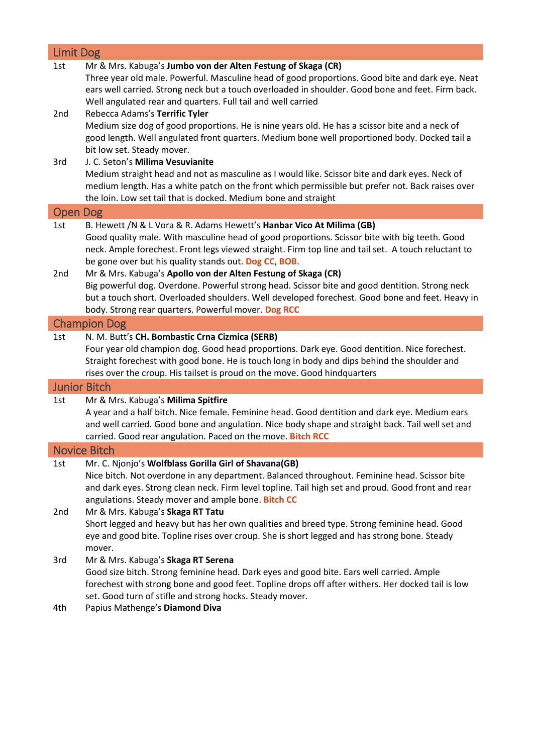## Limit Dog

1st Mr & Mrs. Kabuga's **Jumbo von der Alten Festung of Skaga (CR)**
Three year old male. Powerful. Masculine head of good proportions. Good bite and dark eye. Neat ears well carried. Strong neck but a touch overloaded in shoulder. Good bone and feet. Firm back. Well angulated rear and quarters. Full tail and well carried

2nd Rebecca Adams's **Terrific Tyler**
Medium size dog of good proportions. He is nine years old. He has a scissor bite and a neck of good length. Well angulated front quarters. Medium bone well proportioned body. Docked tail a bit low set. Steady mover.

3rd J. C. Seton's **Milima Vesuvianite**
Medium straight head and not as masculine as I would like. Scissor bite and dark eyes. Neck of medium length. Has a white patch on the front which permissible but prefer not. Back raises over the loin. Low set tail that is docked. Medium bone and straight

## Open Dog

1st B. Hewett /N & L Vora & R. Adams Hewett's **Hanbar Vico At Milima (GB)**
Good quality male. With masculine head of good proportions. Scissor bite with big teeth. Good neck. Ample forechest. Front legs viewed straight. Firm top line and tail set. A touch reluctant to be gone over but his quality stands out. **Dog CC**, **BOB**.

2nd Mr & Mrs. Kabuga's **Apollo von der Alten Festung of Skaga (CR)**
Big powerful dog. Overdone. Powerful strong head. Scissor bite and good dentition. Strong neck but a touch short. Overloaded shoulders. Well developed forechest. Good bone and feet. Heavy in body. Strong rear quarters. Powerful mover. **Dog RCC**

## Champion Dog

1st N. M. Butt's **CH. Bombastic Crna Cizmica (SERB)**
Four year old champion dog. Good head proportions. Dark eye. Good dentition. Nice forechest. Straight forechest with good bone. He is touch long in body and dips behind the shoulder and rises over the croup. His tailset is proud on the move. Good hindquarters

## Junior Bitch

1st Mr & Mrs. Kabuga's **Milima Spitfire**
A year and a half bitch. Nice female. Feminine head. Good dentition and dark eye. Medium ears and well carried. Good bone and angulation. Nice body shape and straight back. Tail well set and carried. Good rear angulation. Paced on the move. **Bitch RCC**

## Novice Bitch

1st Mr. C. Njonjo's **Wolfblass Gorilla Girl of Shavana(GB)**
Nice bitch. Not overdone in any department. Balanced throughout. Feminine head. Scissor bite and dark eyes. Strong clean neck. Firm level topline. Tail high set and proud. Good front and rear angulations. Steady mover and ample bone. **Bitch CC**

2nd Mr & Mrs. Kabuga's **Skaga RT Tatu**
Short legged and heavy but has her own qualities and breed type. Strong feminine head. Good eye and good bite. Topline rises over croup. She is short legged and has strong bone. Steady mover.

3rd Mr & Mrs. Kabuga's **Skaga RT Serena**
Good size bitch. Strong feminine head. Dark eyes and good bite. Ears well carried. Ample forechest with strong bone and good feet. Topline drops off after withers. Her docked tail is low set. Good turn of stifle and strong hocks. Steady mover.

4th Papius Mathenge's **Diamond Diva**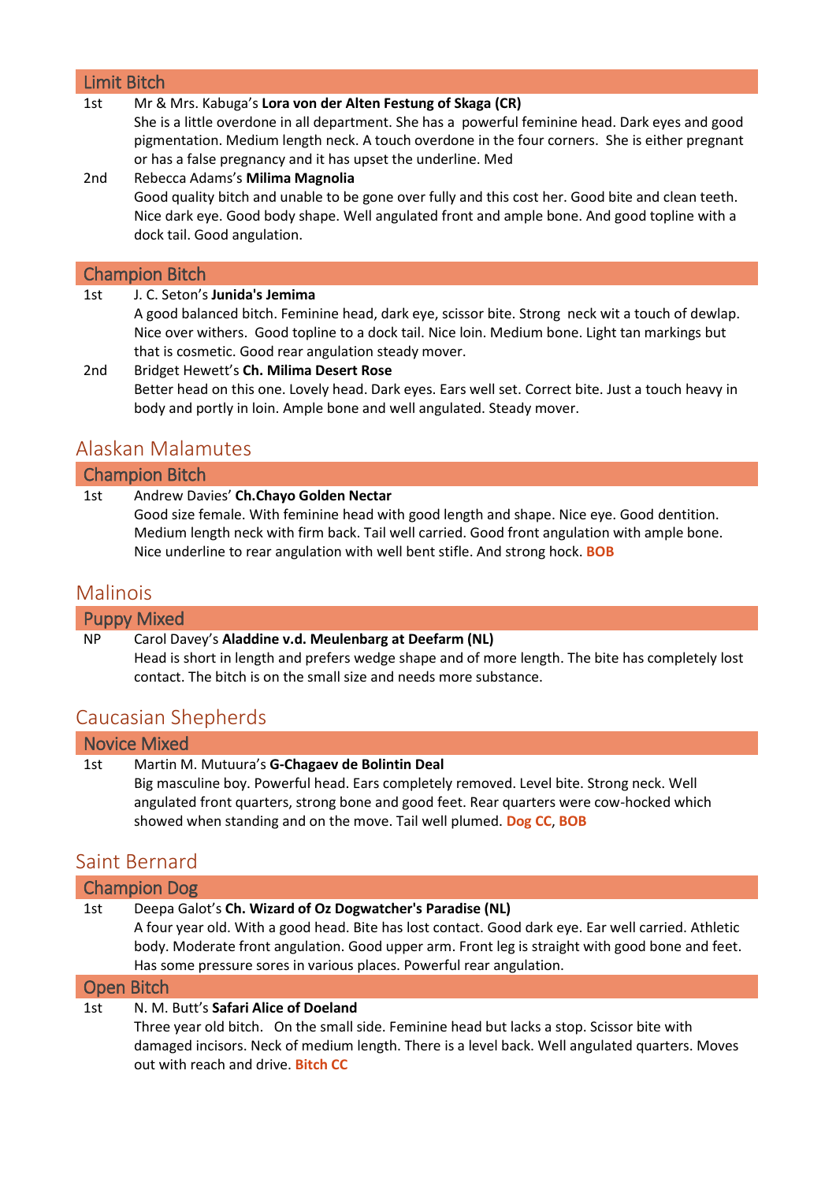### Limit Bitch

1st Mr & Mrs. Kabuga's **Lora von der Alten Festung of Skaga (CR)**
She is a little overdone in all department. She has a powerful feminine head. Dark eyes and good pigmentation. Medium length neck. A touch overdone in the four corners. She is either pregnant or has a false pregnancy and it has upset the underline. Med

2nd Rebecca Adams's **Milima Magnolia**
Good quality bitch and unable to be gone over fully and this cost her. Good bite and clean teeth. Nice dark eye. Good body shape. Well angulated front and ample bone. And good topline with a dock tail. Good angulation.

### Champion Bitch

1st J. C. Seton's **Junida's Jemima**
A good balanced bitch. Feminine head, dark eye, scissor bite. Strong neck wit a touch of dewlap. Nice over withers. Good topline to a dock tail. Nice loin. Medium bone. Light tan markings but that is cosmetic. Good rear angulation steady mover.

2nd Bridget Hewett's **Ch. Milima Desert Rose**
Better head on this one. Lovely head. Dark eyes. Ears well set. Correct bite. Just a touch heavy in body and portly in loin. Ample bone and well angulated. Steady mover.

## Alaskan Malamutes

### Champion Bitch

1st Andrew Davies' **Ch.Chayo Golden Nectar**
Good size female. With feminine head with good length and shape. Nice eye. Good dentition. Medium length neck with firm back. Tail well carried. Good front angulation with ample bone. Nice underline to rear angulation with well bent stifle. And strong hock. **BOB**

## Malinois

### Puppy Mixed

NP Carol Davey's **Aladdine v.d. Meulenbarg at Deefarm (NL)**
Head is short in length and prefers wedge shape and of more length. The bite has completely lost contact. The bitch is on the small size and needs more substance.

## Caucasian Shepherds

### Novice Mixed

1st Martin M. Mutuura's **G-Chagaev de Bolintin Deal**
Big masculine boy. Powerful head. Ears completely removed. Level bite. Strong neck. Well angulated front quarters, strong bone and good feet. Rear quarters were cow-hocked which showed when standing and on the move. Tail well plumed. **Dog CC**, **BOB**

## Saint Bernard

### Champion Dog

1st Deepa Galot's **Ch. Wizard of Oz Dogwatcher's Paradise (NL)**
A four year old. With a good head. Bite has lost contact. Good dark eye. Ear well carried. Athletic body. Moderate front angulation. Good upper arm. Front leg is straight with good bone and feet. Has some pressure sores in various places. Powerful rear angulation.

### Open Bitch

1st N. M. Butt's **Safari Alice of Doeland**
Three year old bitch. On the small side. Feminine head but lacks a stop. Scissor bite with damaged incisors. Neck of medium length. There is a level back. Well angulated quarters. Moves out with reach and drive. **Bitch CC**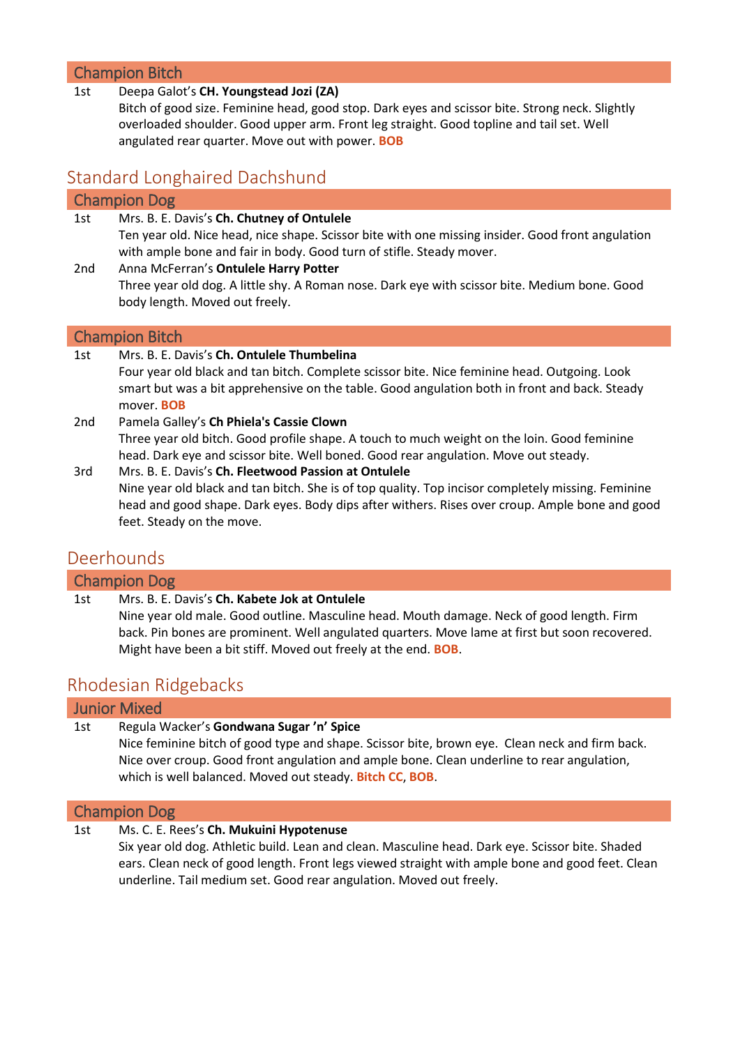### Champion Bitch

1st Deepa Galot's **CH. Youngstead Jozi (ZA)**
Bitch of good size. Feminine head, good stop. Dark eyes and scissor bite. Strong neck. Slightly overloaded shoulder. Good upper arm. Front leg straight. Good topline and tail set. Well angulated rear quarter. Move out with power. **BOB**

## Standard Longhaired Dachshund

### Champion Dog

1st Mrs. B. E. Davis's **Ch. Chutney of Ontulele**
Ten year old. Nice head, nice shape. Scissor bite with one missing insider. Good front angulation with ample bone and fair in body. Good turn of stifle. Steady mover.

2nd Anna McFerran's **Ontulele Harry Potter**
Three year old dog. A little shy. A Roman nose. Dark eye with scissor bite. Medium bone. Good body length. Moved out freely.

### Champion Bitch

1st Mrs. B. E. Davis's **Ch. Ontulele Thumbelina**
Four year old black and tan bitch. Complete scissor bite. Nice feminine head. Outgoing. Look smart but was a bit apprehensive on the table. Good angulation both in front and back. Steady mover. **BOB**

2nd Pamela Galley's **Ch Phiela's Cassie Clown**
Three year old bitch. Good profile shape. A touch to much weight on the loin. Good feminine head. Dark eye and scissor bite. Well boned. Good rear angulation. Move out steady.

3rd Mrs. B. E. Davis's **Ch. Fleetwood Passion at Ontulele**
Nine year old black and tan bitch. She is of top quality. Top incisor completely missing. Feminine head and good shape. Dark eyes. Body dips after withers. Rises over croup. Ample bone and good feet. Steady on the move.

## Deerhounds

### Champion Dog

1st Mrs. B. E. Davis's **Ch. Kabete Jok at Ontulele**
Nine year old male. Good outline. Masculine head. Mouth damage. Neck of good length. Firm back. Pin bones are prominent. Well angulated quarters. Move lame at first but soon recovered. Might have been a bit stiff. Moved out freely at the end. **BOB**.

## Rhodesian Ridgebacks

### Junior Mixed

1st Regula Wacker's **Gondwana Sugar 'n' Spice**
Nice feminine bitch of good type and shape. Scissor bite, brown eye. Clean neck and firm back. Nice over croup. Good front angulation and ample bone. Clean underline to rear angulation, which is well balanced. Moved out steady. **Bitch CC**, **BOB**.

### Champion Dog

1st Ms. C. E. Rees's **Ch. Mukuini Hypotenuse**
Six year old dog. Athletic build. Lean and clean. Masculine head. Dark eye. Scissor bite. Shaded ears. Clean neck of good length. Front legs viewed straight with ample bone and good feet. Clean underline. Tail medium set. Good rear angulation. Moved out freely.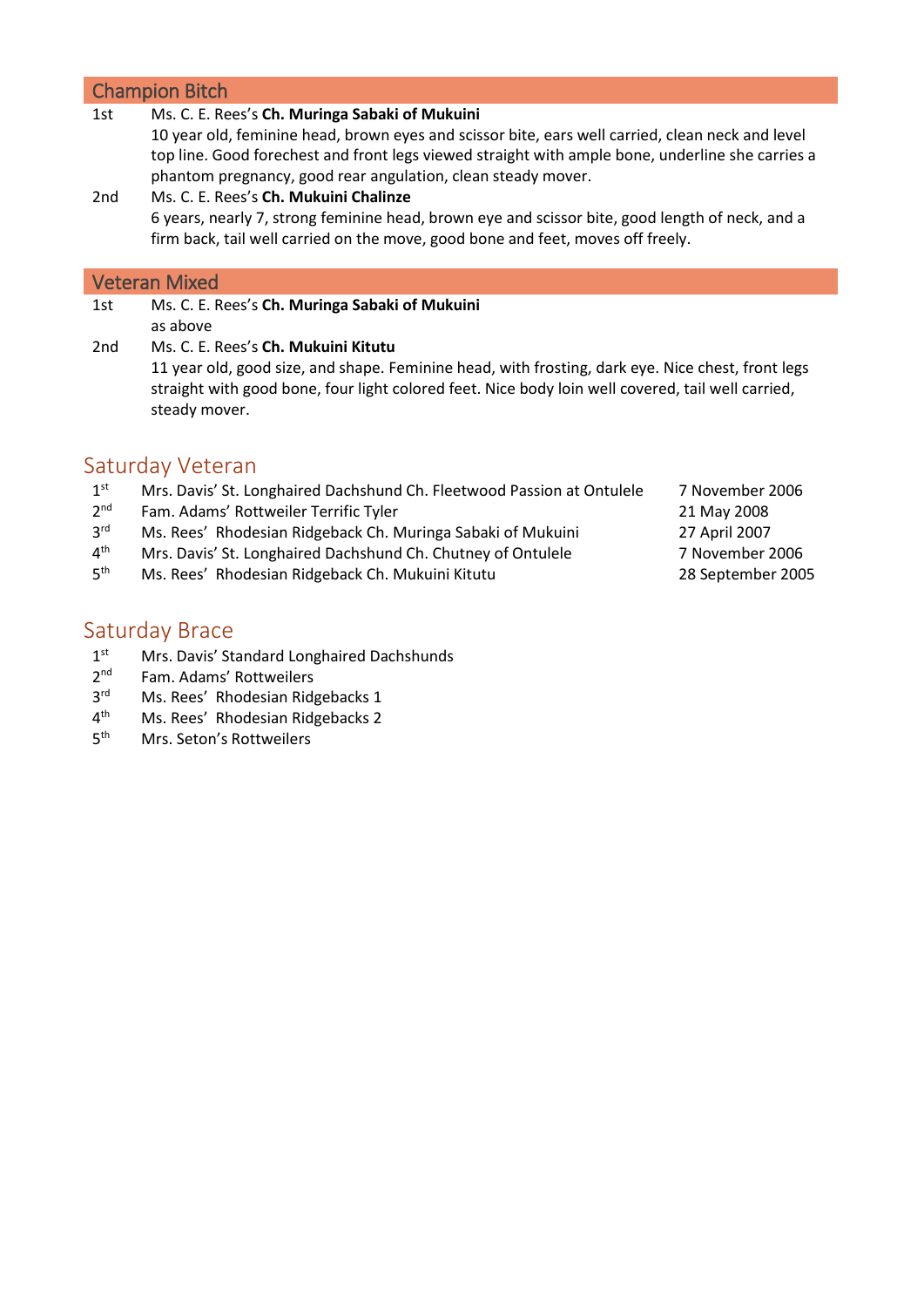## Champion Bitch

1st Ms. C. E. Rees's **Ch. Muringa Sabaki of Mukuini**
10 year old, feminine head, brown eyes and scissor bite, ears well carried, clean neck and level top line. Good forechest and front legs viewed straight with ample bone, underline she carries a phantom pregnancy, good rear angulation, clean steady mover.

2nd Ms. C. E. Rees's **Ch. Mukuini Chalinze**
6 years, nearly 7, strong feminine head, brown eye and scissor bite, good length of neck, and a firm back, tail well carried on the move, good bone and feet, moves off freely.

## Veteran Mixed

1st Ms. C. E. Rees's **Ch. Muringa Sabaki of Mukuini**
as above

2nd Ms. C. E. Rees's **Ch. Mukuini Kitutu**
11 year old, good size, and shape. Feminine head, with frosting, dark eye. Nice chest, front legs straight with good bone, four light colored feet. Nice body loin well covered, tail well carried, steady mover.

## Saturday Veteran

| | | |
|---|---|---|
| 1st | Mrs. Davis' St. Longhaired Dachshund Ch. Fleetwood Passion at Ontulele | 7 November 2006 |
| 2nd | Fam. Adams' Rottweiler Terrific Tyler | 21 May 2008 |
| 3rd | Ms. Rees' Rhodesian Ridgeback Ch. Muringa Sabaki of Mukuini | 27 April 2007 |
| 4th | Mrs. Davis' St. Longhaired Dachshund Ch. Chutney of Ontulele | 7 November 2006 |
| 5th | Ms. Rees' Rhodesian Ridgeback Ch. Mukuini Kitutu | 28 September 2005 |

## Saturday Brace

1st Mrs. Davis' Standard Longhaired Dachshunds
2nd Fam. Adams' Rottweilers
3rd Ms. Rees' Rhodesian Ridgebacks 1
4th Ms. Rees' Rhodesian Ridgebacks 2
5th Mrs. Seton's Rottweilers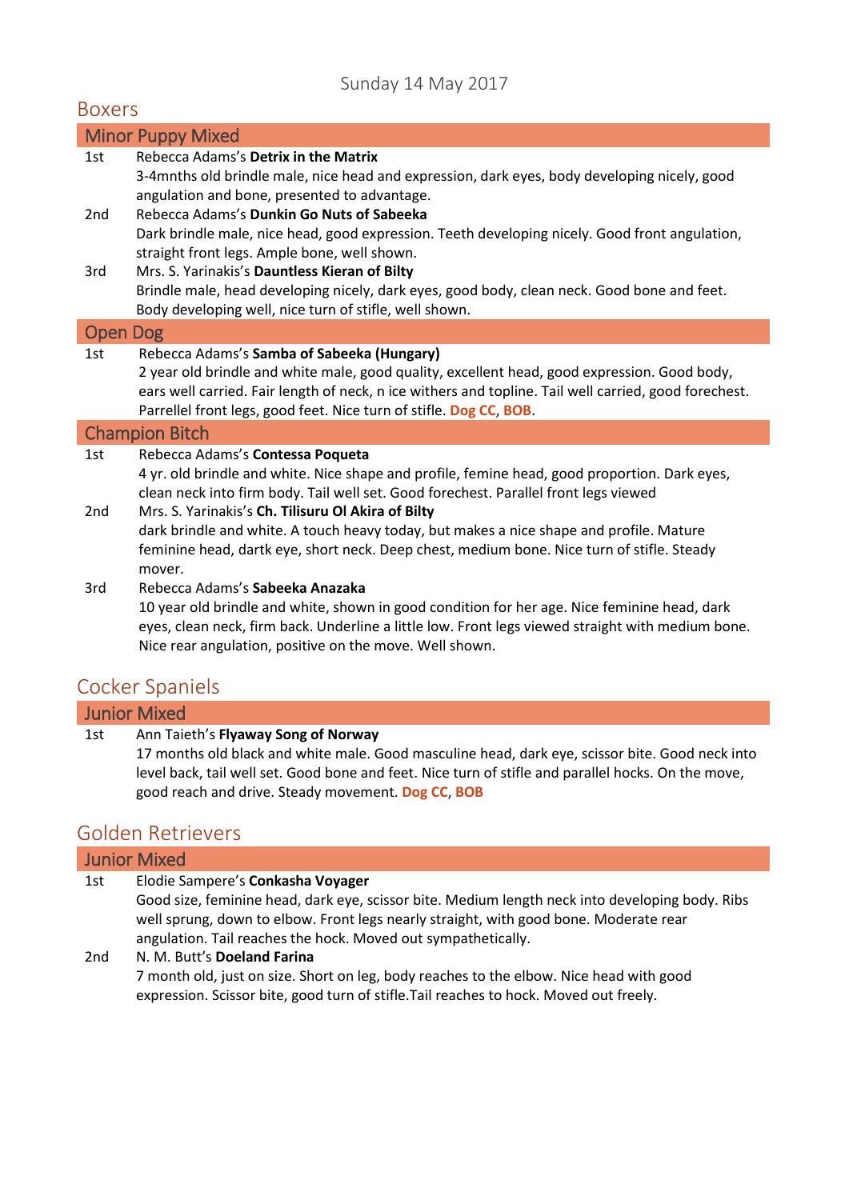Sunday 14 May 2017

## Boxers

### Minor Puppy Mixed

1st Rebecca Adams's **Detrix in the Matrix**
3-4mnths old brindle male, nice head and expression, dark eyes, body developing nicely, good angulation and bone, presented to advantage.

2nd Rebecca Adams's **Dunkin Go Nuts of Sabeeka**
Dark brindle male, nice head, good expression. Teeth developing nicely. Good front angulation, straight front legs. Ample bone, well shown.

3rd Mrs. S. Yarinakis's **Dauntless Kieran of Bilty**
Brindle male, head developing nicely, dark eyes, good body, clean neck. Good bone and feet. Body developing well, nice turn of stifle, well shown.

### Open Dog

1st Rebecca Adams's **Samba of Sabeeka (Hungary)**
2 year old brindle and white male, good quality, excellent head, good expression. Good body, ears well carried. Fair length of neck, n ice withers and topline. Tail well carried, good forechest. Parrellel front legs, good feet. Nice turn of stifle. **Dog CC**, **BOB**.

### Champion Bitch

1st Rebecca Adams's **Contessa Poqueta**
4 yr. old brindle and white. Nice shape and profile, femine head, good proportion. Dark eyes, clean neck into firm body. Tail well set. Good forechest. Parallel front legs viewed

2nd Mrs. S. Yarinakis's **Ch. Tilisuru Ol Akira of Bilty**
dark brindle and white. A touch heavy today, but makes a nice shape and profile. Mature feminine head, dartk eye, short neck. Deep chest, medium bone. Nice turn of stifle. Steady mover.

3rd Rebecca Adams's **Sabeeka Anazaka**
10 year old brindle and white, shown in good condition for her age. Nice feminine head, dark eyes, clean neck, firm back. Underline a little low. Front legs viewed straight with medium bone. Nice rear angulation, positive on the move. Well shown.

## Cocker Spaniels

### Junior Mixed

1st Ann Taieth's **Flyaway Song of Norway**
17 months old black and white male. Good masculine head, dark eye, scissor bite. Good neck into level back, tail well set. Good bone and feet. Nice turn of stifle and parallel hocks. On the move, good reach and drive. Steady movement. **Dog CC**, **BOB**

## Golden Retrievers

### Junior Mixed

1st Elodie Sampere's **Conkasha Voyager**
Good size, feminine head, dark eye, scissor bite. Medium length neck into developing body. Ribs well sprung, down to elbow. Front legs nearly straight, with good bone. Moderate rear angulation. Tail reaches the hock. Moved out sympathetically.

2nd N. M. Butt's **Doeland Farina**
7 month old, just on size. Short on leg, body reaches to the elbow. Nice head with good expression. Scissor bite, good turn of stifle.Tail reaches to hock. Moved out freely.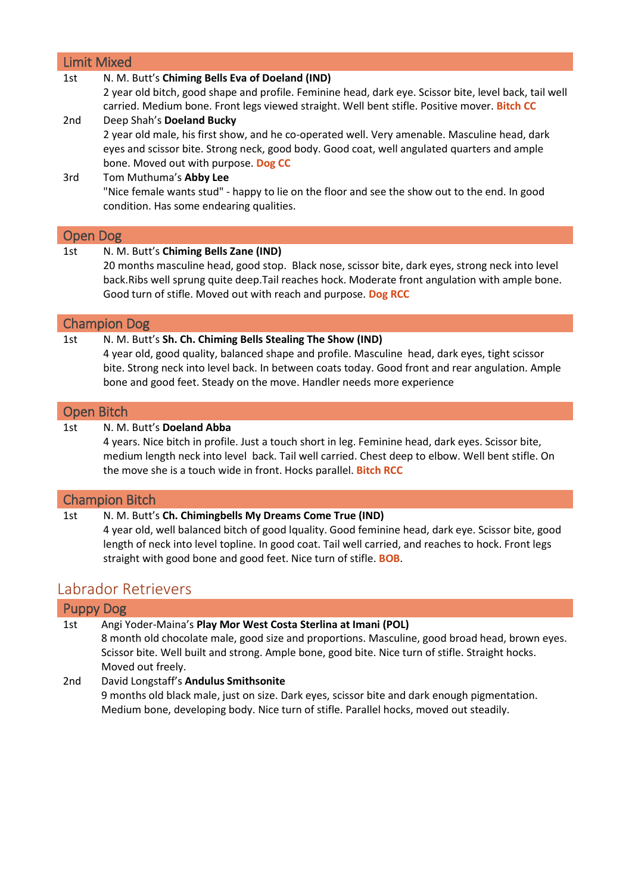### Limit Mixed

1st N. M. Butt's **Chiming Bells Eva of Doeland (IND)**
2 year old bitch, good shape and profile. Feminine head, dark eye. Scissor bite, level back, tail well carried. Medium bone. Front legs viewed straight. Well bent stifle. Positive mover. **Bitch CC**

2nd Deep Shah's **Doeland Bucky**
2 year old male, his first show, and he co-operated well. Very amenable. Masculine head, dark eyes and scissor bite. Strong neck, good body. Good coat, well angulated quarters and ample bone. Moved out with purpose. **Dog CC**

3rd Tom Muthuma's **Abby Lee**
"Nice female wants stud" - happy to lie on the floor and see the show out to the end. In good condition. Has some endearing qualities.

### Open Dog

1st N. M. Butt's **Chiming Bells Zane (IND)**
20 months masculine head, good stop. Black nose, scissor bite, dark eyes, strong neck into level back.Ribs well sprung quite deep.Tail reaches hock. Moderate front angulation with ample bone. Good turn of stifle. Moved out with reach and purpose. **Dog RCC**

### Champion Dog

1st N. M. Butt's **Sh. Ch. Chiming Bells Stealing The Show (IND)**
4 year old, good quality, balanced shape and profile. Masculine head, dark eyes, tight scissor bite. Strong neck into level back. In between coats today. Good front and rear angulation. Ample bone and good feet. Steady on the move. Handler needs more experience

### Open Bitch

1st N. M. Butt's **Doeland Abba**
4 years. Nice bitch in profile. Just a touch short in leg. Feminine head, dark eyes. Scissor bite, medium length neck into level back. Tail well carried. Chest deep to elbow. Well bent stifle. On the move she is a touch wide in front. Hocks parallel. **Bitch RCC**

### Champion Bitch

1st N. M. Butt's **Ch. Chimingbells My Dreams Come True (IND)**
4 year old, well balanced bitch of good lquality. Good feminine head, dark eye. Scissor bite, good length of neck into level topline. In good coat. Tail well carried, and reaches to hock. Front legs straight with good bone and good feet. Nice turn of stifle. **BOB**.

## Labrador Retrievers

### Puppy Dog

1st Angi Yoder-Maina's **Play Mor West Costa Sterlina at Imani (POL)**
8 month old chocolate male, good size and proportions. Masculine, good broad head, brown eyes. Scissor bite. Well built and strong. Ample bone, good bite. Nice turn of stifle. Straight hocks. Moved out freely.

2nd David Longstaff's **Andulus Smithsonite**
9 months old black male, just on size. Dark eyes, scissor bite and dark enough pigmentation. Medium bone, developing body. Nice turn of stifle. Parallel hocks, moved out steadily.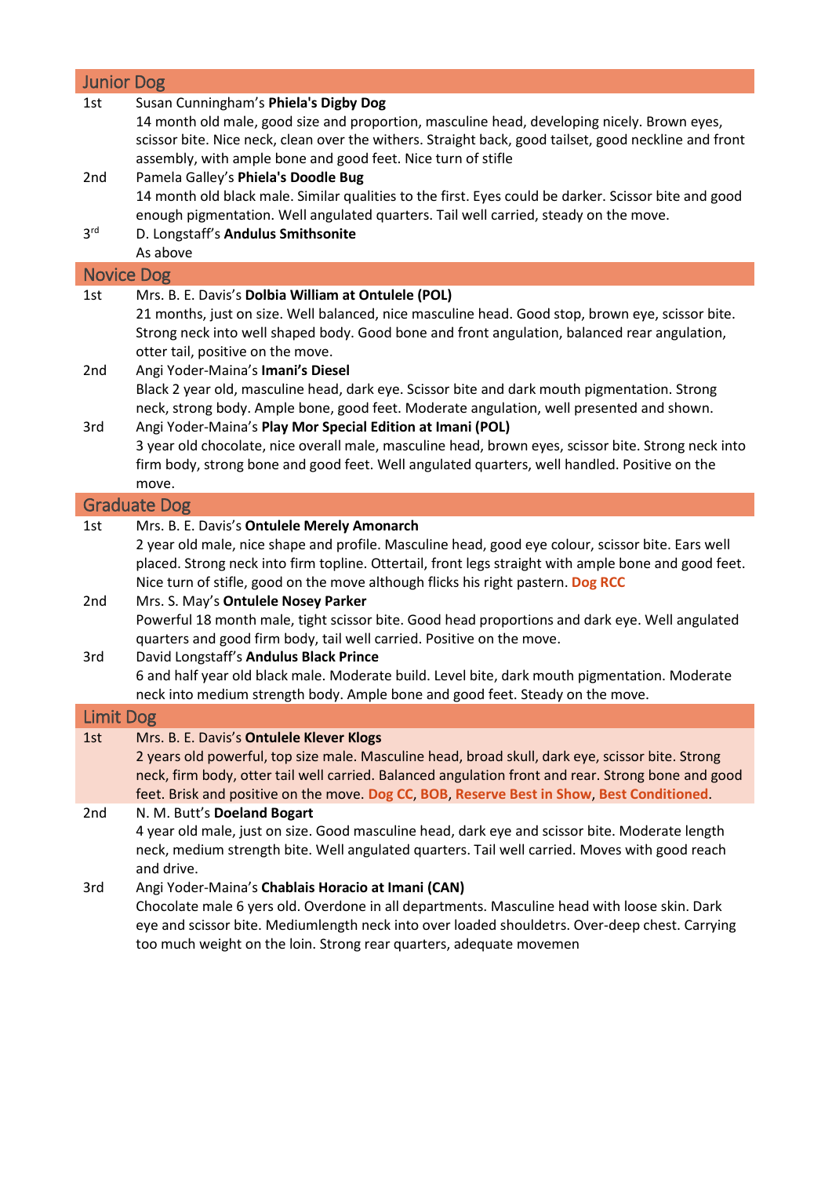## Junior Dog

1st Susan Cunningham's **Phiela's Digby Dog**
14 month old male, good size and proportion, masculine head, developing nicely. Brown eyes, scissor bite. Nice neck, clean over the withers. Straight back, good tailset, good neckline and front assembly, with ample bone and good feet. Nice turn of stifle

2nd Pamela Galley's **Phiela's Doodle Bug**
14 month old black male. Similar qualities to the first. Eyes could be darker. Scissor bite and good enough pigmentation. Well angulated quarters. Tail well carried, steady on the move.

3rd D. Longstaff's **Andulus Smithsonite**
As above

## Novice Dog

1st Mrs. B. E. Davis's **Dolbia William at Ontulele (POL)**
21 months, just on size. Well balanced, nice masculine head. Good stop, brown eye, scissor bite. Strong neck into well shaped body. Good bone and front angulation, balanced rear angulation, otter tail, positive on the move.

2nd Angi Yoder-Maina's **Imani's Diesel**
Black 2 year old, masculine head, dark eye. Scissor bite and dark mouth pigmentation. Strong neck, strong body. Ample bone, good feet. Moderate angulation, well presented and shown.

3rd Angi Yoder-Maina's **Play Mor Special Edition at Imani (POL)**
3 year old chocolate, nice overall male, masculine head, brown eyes, scissor bite. Strong neck into firm body, strong bone and good feet. Well angulated quarters, well handled. Positive on the move.

## Graduate Dog

1st Mrs. B. E. Davis's **Ontulele Merely Amonarch**
2 year old male, nice shape and profile. Masculine head, good eye colour, scissor bite. Ears well placed. Strong neck into firm topline. Ottertail, front legs straight with ample bone and good feet. Nice turn of stifle, good on the move although flicks his right pastern. **Dog RCC**

2nd Mrs. S. May's **Ontulele Nosey Parker**
Powerful 18 month male, tight scissor bite. Good head proportions and dark eye. Well angulated quarters and good firm body, tail well carried. Positive on the move.

3rd David Longstaff's **Andulus Black Prince**
6 and half year old black male. Moderate build. Level bite, dark mouth pigmentation. Moderate neck into medium strength body. Ample bone and good feet. Steady on the move.

## Limit Dog

1st Mrs. B. E. Davis's **Ontulele Klever Klogs**
2 years old powerful, top size male. Masculine head, broad skull, dark eye, scissor bite. Strong neck, firm body, otter tail well carried. Balanced angulation front and rear. Strong bone and good feet. Brisk and positive on the move. **Dog CC**, **BOB**, **Reserve Best in Show**, **Best Conditioned**.

2nd N. M. Butt's **Doeland Bogart**
4 year old male, just on size. Good masculine head, dark eye and scissor bite. Moderate length neck, medium strength bite. Well angulated quarters. Tail well carried. Moves with good reach and drive.

3rd Angi Yoder-Maina's **Chablais Horacio at Imani (CAN)**
Chocolate male 6 yers old. Overdone in all departments. Masculine head with loose skin. Dark eye and scissor bite. Mediumlength neck into over loaded shouldetrs. Over-deep chest. Carrying too much weight on the loin. Strong rear quarters, adequate movemen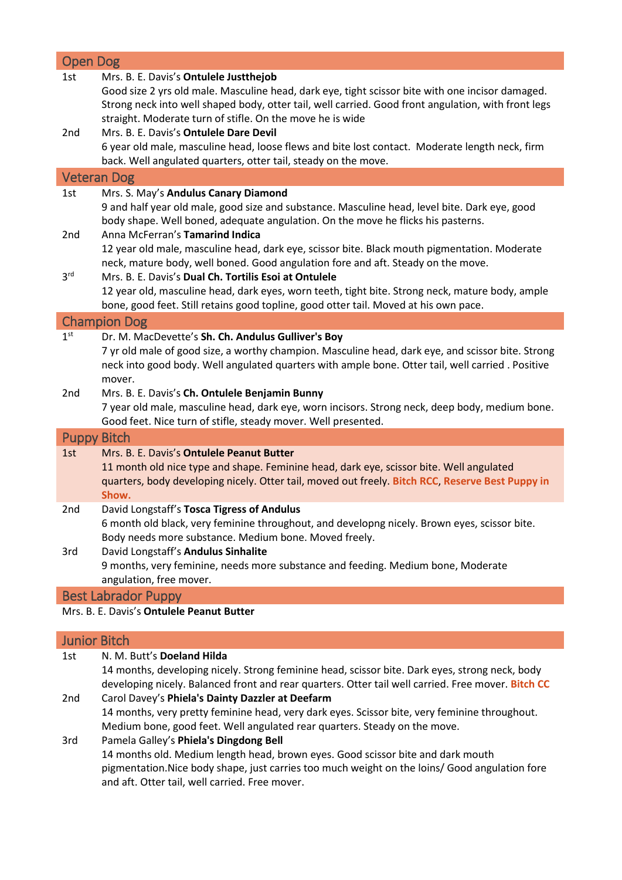## Open Dog

1st Mrs. B. E. Davis's **Ontulele Justthejob**
Good size 2 yrs old male. Masculine head, dark eye, tight scissor bite with one incisor damaged. Strong neck into well shaped body, otter tail, well carried. Good front angulation, with front legs straight. Moderate turn of stifle. On the move he is wide

2nd Mrs. B. E. Davis's **Ontulele Dare Devil**
6 year old male, masculine head, loose flews and bite lost contact. Moderate length neck, firm back. Well angulated quarters, otter tail, steady on the move.

## Veteran Dog

1st Mrs. S. May's **Andulus Canary Diamond**
9 and half year old male, good size and substance. Masculine head, level bite. Dark eye, good body shape. Well boned, adequate angulation. On the move he flicks his pasterns.

2nd Anna McFerran's **Tamarind Indica**
12 year old male, masculine head, dark eye, scissor bite. Black mouth pigmentation. Moderate neck, mature body, well boned. Good angulation fore and aft. Steady on the move.

3rd Mrs. B. E. Davis's **Dual Ch. Tortilis Esoi at Ontulele**
12 year old, masculine head, dark eyes, worn teeth, tight bite. Strong neck, mature body, ample bone, good feet. Still retains good topline, good otter tail. Moved at his own pace.

## Champion Dog

1st Dr. M. MacDevette's **Sh. Ch. Andulus Gulliver's Boy**
7 yr old male of good size, a worthy champion. Masculine head, dark eye, and scissor bite. Strong neck into good body. Well angulated quarters with ample bone. Otter tail, well carried . Positive mover.

2nd Mrs. B. E. Davis's **Ch. Ontulele Benjamin Bunny**
7 year old male, masculine head, dark eye, worn incisors. Strong neck, deep body, medium bone. Good feet. Nice turn of stifle, steady mover. Well presented.

## Puppy Bitch

1st Mrs. B. E. Davis's **Ontulele Peanut Butter**
11 month old nice type and shape. Feminine head, dark eye, scissor bite. Well angulated quarters, body developing nicely. Otter tail, moved out freely. **Bitch RCC**, **Reserve Best Puppy in Show.**

2nd David Longstaff's **Tosca Tigress of Andulus**
6 month old black, very feminine throughout, and developng nicely. Brown eyes, scissor bite. Body needs more substance. Medium bone. Moved freely.

3rd David Longstaff's **Andulus Sinhalite**
9 months, very feminine, needs more substance and feeding. Medium bone, Moderate angulation, free mover.

## Best Labrador Puppy

Mrs. B. E. Davis's **Ontulele Peanut Butter**

## Junior Bitch

1st N. M. Butt's **Doeland Hilda**
14 months, developing nicely. Strong feminine head, scissor bite. Dark eyes, strong neck, body developing nicely. Balanced front and rear quarters. Otter tail well carried. Free mover. **Bitch CC**

2nd Carol Davey's **Phiela's Dainty Dazzler at Deefarm**
14 months, very pretty feminine head, very dark eyes. Scissor bite, very feminine throughout. Medium bone, good feet. Well angulated rear quarters. Steady on the move.

3rd Pamela Galley's **Phiela's Dingdong Bell**
14 months old. Medium length head, brown eyes. Good scissor bite and dark mouth pigmentation.Nice body shape, just carries too much weight on the loins/ Good angulation fore and aft. Otter tail, well carried. Free mover.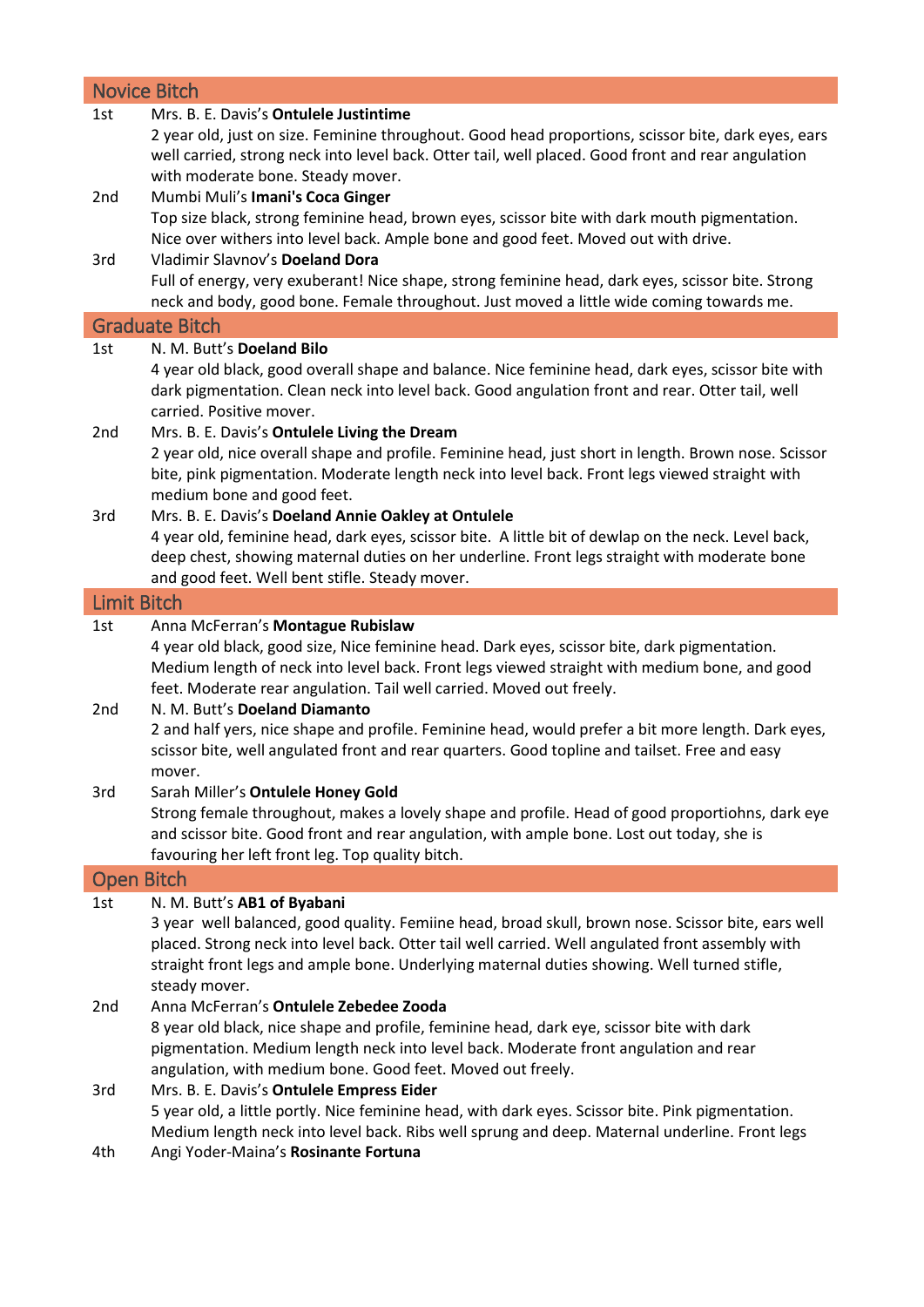## Novice Bitch

1st Mrs. B. E. Davis's **Ontulele Justintime**
2 year old, just on size. Feminine throughout. Good head proportions, scissor bite, dark eyes, ears well carried, strong neck into level back. Otter tail, well placed. Good front and rear angulation with moderate bone. Steady mover.

2nd Mumbi Muli's **Imani's Coca Ginger**
Top size black, strong feminine head, brown eyes, scissor bite with dark mouth pigmentation. Nice over withers into level back. Ample bone and good feet. Moved out with drive.

3rd Vladimir Slavnov's **Doeland Dora**
Full of energy, very exuberant! Nice shape, strong feminine head, dark eyes, scissor bite. Strong neck and body, good bone. Female throughout. Just moved a little wide coming towards me.

## Graduate Bitch

1st N. M. Butt's **Doeland Bilo**
4 year old black, good overall shape and balance. Nice feminine head, dark eyes, scissor bite with dark pigmentation. Clean neck into level back. Good angulation front and rear. Otter tail, well carried. Positive mover.

2nd Mrs. B. E. Davis's **Ontulele Living the Dream**
2 year old, nice overall shape and profile. Feminine head, just short in length. Brown nose. Scissor bite, pink pigmentation. Moderate length neck into level back. Front legs viewed straight with medium bone and good feet.

3rd Mrs. B. E. Davis's **Doeland Annie Oakley at Ontulele**
4 year old, feminine head, dark eyes, scissor bite. A little bit of dewlap on the neck. Level back, deep chest, showing maternal duties on her underline. Front legs straight with moderate bone and good feet. Well bent stifle. Steady mover.

## Limit Bitch

1st Anna McFerran's **Montague Rubislaw**
4 year old black, good size, Nice feminine head. Dark eyes, scissor bite, dark pigmentation. Medium length of neck into level back. Front legs viewed straight with medium bone, and good feet. Moderate rear angulation. Tail well carried. Moved out freely.

2nd N. M. Butt's **Doeland Diamanto**
2 and half yers, nice shape and profile. Feminine head, would prefer a bit more length. Dark eyes, scissor bite, well angulated front and rear quarters. Good topline and tailset. Free and easy mover.

3rd Sarah Miller's **Ontulele Honey Gold**
Strong female throughout, makes a lovely shape and profile. Head of good proportiohns, dark eye and scissor bite. Good front and rear angulation, with ample bone. Lost out today, she is favouring her left front leg. Top quality bitch.

## Open Bitch

1st N. M. Butt's **AB1 of Byabani**
3 year well balanced, good quality. Femiine head, broad skull, brown nose. Scissor bite, ears well placed. Strong neck into level back. Otter tail well carried. Well angulated front assembly with straight front legs and ample bone. Underlying maternal duties showing. Well turned stifle, steady mover.

2nd Anna McFerran's **Ontulele Zebedee Zooda**
8 year old black, nice shape and profile, feminine head, dark eye, scissor bite with dark pigmentation. Medium length neck into level back. Moderate front angulation and rear angulation, with medium bone. Good feet. Moved out freely.

3rd Mrs. B. E. Davis's **Ontulele Empress Eider**
5 year old, a little portly. Nice feminine head, with dark eyes. Scissor bite. Pink pigmentation. Medium length neck into level back. Ribs well sprung and deep. Maternal underline. Front legs

4th Angi Yoder-Maina's **Rosinante Fortuna**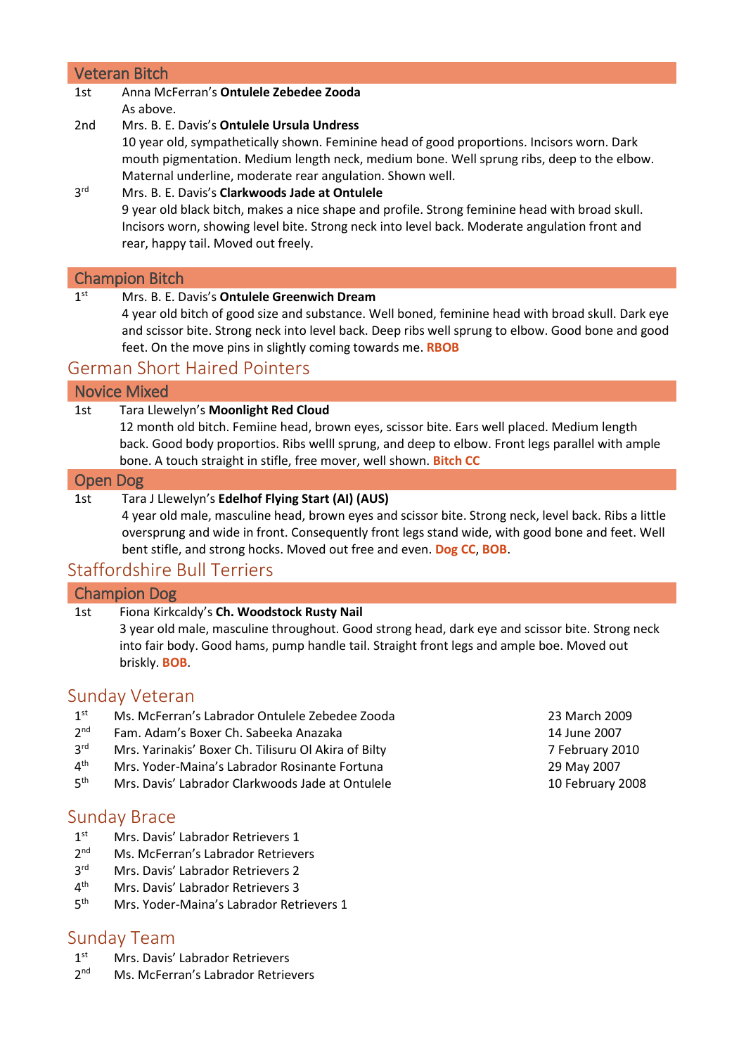### Veteran Bitch

1st Anna McFerran's **Ontulele Zebedee Zooda**
As above.

2nd Mrs. B. E. Davis's **Ontulele Ursula Undress**
10 year old, sympathetically shown. Feminine head of good proportions. Incisors worn. Dark mouth pigmentation. Medium length neck, medium bone. Well sprung ribs, deep to the elbow. Maternal underline, moderate rear angulation. Shown well.

3rd Mrs. B. E. Davis's **Clarkwoods Jade at Ontulele**
9 year old black bitch, makes a nice shape and profile. Strong feminine head with broad skull. Incisors worn, showing level bite. Strong neck into level back. Moderate angulation front and rear, happy tail. Moved out freely.

### Champion Bitch

1st Mrs. B. E. Davis's **Ontulele Greenwich Dream**
4 year old bitch of good size and substance. Well boned, feminine head with broad skull. Dark eye and scissor bite. Strong neck into level back. Deep ribs well sprung to elbow. Good bone and good feet. On the move pins in slightly coming towards me. **RBOB**

## German Short Haired Pointers

### Novice Mixed

1st Tara Llewelyn's **Moonlight Red Cloud**
12 month old bitch. Femiine head, brown eyes, scissor bite. Ears well placed. Medium length back. Good body proportios. Ribs welll sprung, and deep to elbow. Front legs parallel with ample bone. A touch straight in stifle, free mover, well shown. **Bitch CC**

### Open Dog

1st Tara J Llewelyn's **Edelhof Flying Start (AI) (AUS)**
4 year old male, masculine head, brown eyes and scissor bite. Strong neck, level back. Ribs a little oversprung and wide in front. Consequently front legs stand wide, with good bone and feet. Well bent stifle, and strong hocks. Moved out free and even. **Dog CC**, **BOB**.

## Staffordshire Bull Terriers

### Champion Dog

1st Fiona Kirkcaldy's **Ch. Woodstock Rusty Nail**
3 year old male, masculine throughout. Good strong head, dark eye and scissor bite. Strong neck into fair body. Good hams, pump handle tail. Straight front legs and ample boe. Moved out briskly. **BOB**.

## Sunday Veteran

| | | |
|---|---|---|
| 1st | Ms. McFerran's Labrador Ontulele Zebedee Zooda | 23 March 2009 |
| 2nd | Fam. Adam's Boxer Ch. Sabeeka Anazaka | 14 June 2007 |
| 3rd | Mrs. Yarinakis' Boxer Ch. Tilisuru Ol Akira of Bilty | 7 February 2010 |
| 4th | Mrs. Yoder-Maina's Labrador Rosinante Fortuna | 29 May 2007 |
| 5th | Mrs. Davis' Labrador Clarkwoods Jade at Ontulele | 10 February 2008 |

## Sunday Brace

1st Mrs. Davis' Labrador Retrievers 1
2nd Ms. McFerran's Labrador Retrievers
3rd Mrs. Davis' Labrador Retrievers 2
4th Mrs. Davis' Labrador Retrievers 3
5th Mrs. Yoder-Maina's Labrador Retrievers 1

## Sunday Team

1st Mrs. Davis' Labrador Retrievers
2nd Ms. McFerran's Labrador Retrievers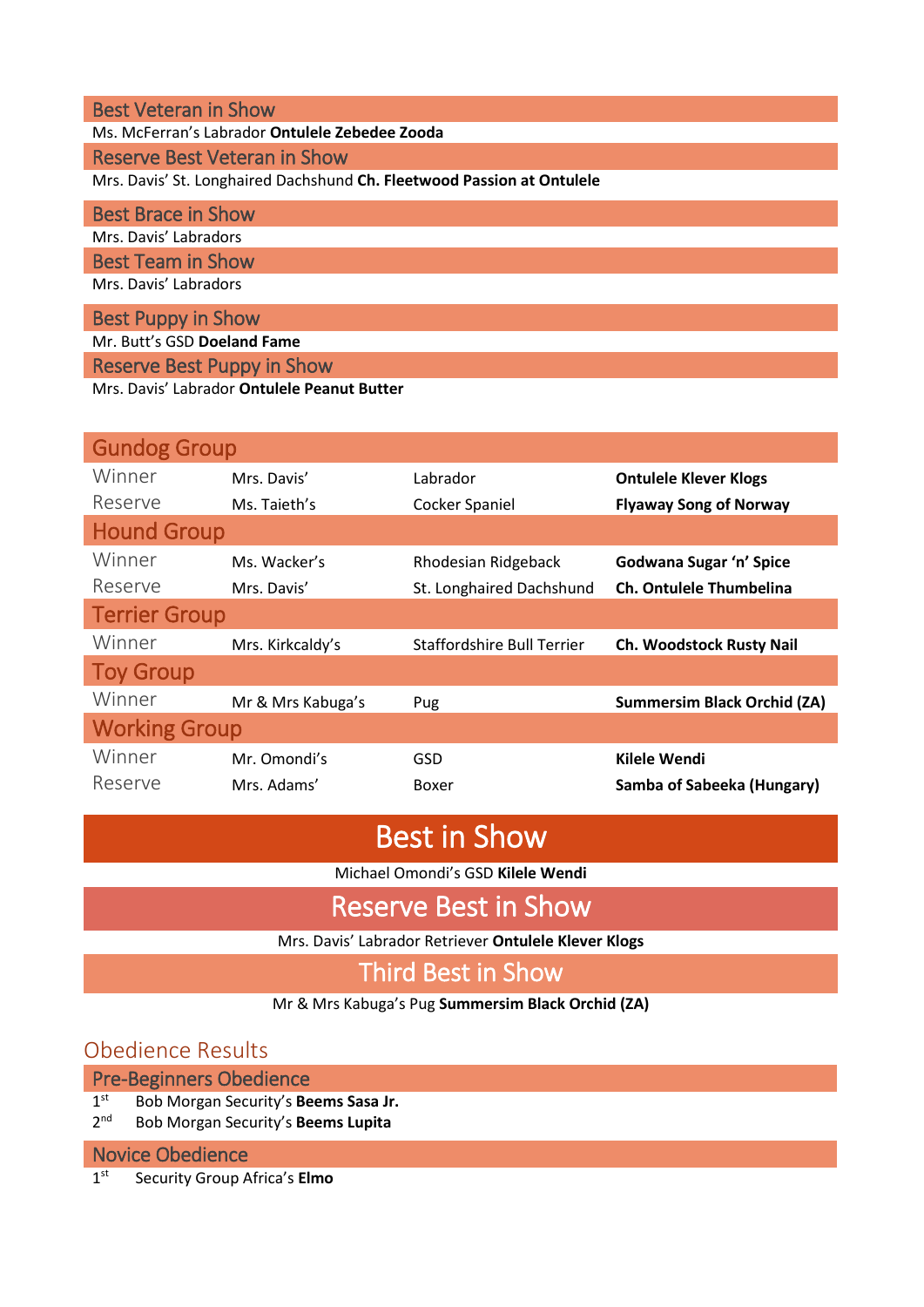## Best Veteran in Show

Ms. McFerran's Labrador **Ontulele Zebedee Zooda**

## Reserve Best Veteran in Show

Mrs. Davis' St. Longhaired Dachshund **Ch. Fleetwood Passion at Ontulele**

## Best Brace in Show

Mrs. Davis' Labradors

## Best Team in Show

Mrs. Davis' Labradors

## Best Puppy in Show

Mr. Butt's GSD **Doeland Fame**

## Reserve Best Puppy in Show

Mrs. Davis' Labrador **Ontulele Peanut Butter**

| | | | |
|---|---|---|---|
| **Gundog Group** | | | |
| Winner | Mrs. Davis' | Labrador | **Ontulele Klever Klogs** |
| Reserve | Ms. Taieth's | Cocker Spaniel | **Flyaway Song of Norway** |
| **Hound Group** | | | |
| Winner | Ms. Wacker's | Rhodesian Ridgeback | **Godwana Sugar 'n' Spice** |
| Reserve | Mrs. Davis' | St. Longhaired Dachshund | **Ch. Ontulele Thumbelina** |
| **Terrier Group** | | | |
| Winner | Mrs. Kirkcaldy's | Staffordshire Bull Terrier | **Ch. Woodstock Rusty Nail** |
| **Toy Group** | | | |
| Winner | Mr & Mrs Kabuga's | Pug | **Summersim Black Orchid (ZA)** |
| **Working Group** | | | |
| Winner | Mr. Omondi's | GSD | **Kilele Wendi** |
| Reserve | Mrs. Adams' | Boxer | **Samba of Sabeeka (Hungary)** |

# Best in Show

Michael Omondi's GSD **Kilele Wendi**

## Reserve Best in Show

Mrs. Davis' Labrador Retriever **Ontulele Klever Klogs**

## Third Best in Show

Mr & Mrs Kabuga's Pug **Summersim Black Orchid (ZA)**

# Obedience Results

## Pre-Beginners Obedience

1st Bob Morgan Security's **Beems Sasa Jr.**
2nd Bob Morgan Security's **Beems Lupita**

## Novice Obedience

1st Security Group Africa's **Elmo**